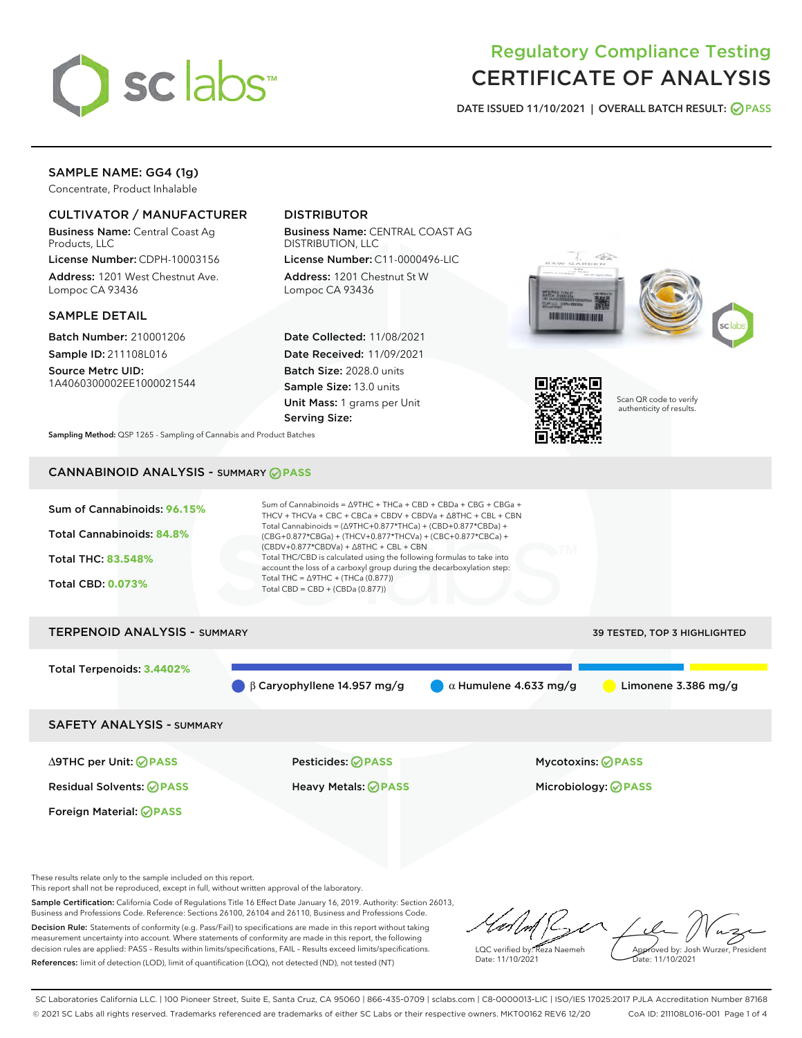# Regulatory Compliance Testing
# CERTIFICATE OF ANALYSIS

DATE ISSUED 11/10/2021 | OVERALL BATCH RESULT: PASS

## SAMPLE NAME: GG4 (1g)

Concentrate, Product Inhalable

### CULTIVATOR / MANUFACTURER

**Business Name:** Central Coast Ag Products, LLC

**License Number:** CDPH-10003156

**Address:** 1201 West Chestnut Ave. Lompoc CA 93436

### DISTRIBUTOR

**Business Name:** CENTRAL COAST AG DISTRIBUTION, LLC

**License Number:** C11-0000496-LIC

**Address:** 1201 Chestnut St W Lompoc CA 93436

### SAMPLE DETAIL

**Batch Number:** 210001206

**Sample ID:** 211108L016

**Source Metrc UID:** 1A4060300002EE1000021544

**Date Collected:** 11/08/2021

**Date Received:** 11/09/2021

**Batch Size:** 2028.0 units

**Sample Size:** 13.0 units

**Unit Mass:** 1 grams per Unit

**Serving Size:**

Scan QR code to verify authenticity of results.

**Sampling Method:** QSP 1265 - Sampling of Cannabis and Product Batches

## CANNABINOID ANALYSIS - SUMMARY PASS

**Sum of Cannabinoids:** 96.15%

**Total Cannabinoids:** 84.8%

**Total THC:** 83.548%

**Total CBD:** 0.073%

Sum of Cannabinoids = Δ9THC + THCa + CBD + CBDa + CBG + CBGa + THCV + THCVa + CBC + CBCa + CBDV + CBDVa + Δ8THC + CBL + CBN

Total Cannabinoids = (Δ9THC+0.877*THCa) + (CBD+0.877*CBDa) + (CBG+0.877*CBGa) + (THCV+0.877*THCVa) + (CBC+0.877*CBCa) + (CBDV+0.877*CBDVa) + Δ8THC + CBL + CBN

Total THC/CBD is calculated using the following formulas to take into account the loss of a carboxyl group during the decarboxylation step:

Total THC = Δ9THC + (THCa (0.877))

Total CBD = CBD + (CBDa (0.877))

## TERPENOID ANALYSIS - SUMMARY

39 TESTED, TOP 3 HIGHLIGHTED

**Total Terpenoids:** 3.4402%

β Caryophyllene 14.957 mg/g | α Humulene 4.633 mg/g | Limonene 3.386 mg/g

## SAFETY ANALYSIS - SUMMARY

| | | |
|---|---|---|
| Δ9THC per Unit: PASS | Pesticides: PASS | Mycotoxins: PASS |
| Residual Solvents: PASS | Heavy Metals: PASS | Microbiology: PASS |
| Foreign Material: PASS | | |

These results relate only to the sample included on this report.
This report shall not be reproduced, except in full, without written approval of the laboratory.

**Sample Certification:** California Code of Regulations Title 16 Effect Date January 16, 2019. Authority: Section 26013, Business and Professions Code. Reference: Sections 26100, 26104 and 26110, Business and Professions Code.

**Decision Rule:** Statements of conformity (e.g. Pass/Fail) to specifications are made in this report without taking measurement uncertainty into account. Where statements of conformity are made in this report, the following decision rules are applied: PASS – Results within limits/specifications, FAIL – Results exceed limits/specifications.

**References:** limit of detection (LOD), limit of quantification (LOQ), not detected (ND), not tested (NT)

LQC verified by: Reza Naemeh
Date: 11/10/2021

Approved by: Josh Wurzer, President
Date: 11/10/2021

SC Laboratories California LLC. | 100 Pioneer Street, Suite E, Santa Cruz, CA 95060 | 866-435-0709 | sclabs.com | C8-0000013-LIC | ISO/IES 17025:2017 PJLA Accreditation Number 87168
© 2021 SC Labs all rights reserved. Trademarks referenced are trademarks of either SC Labs or their respective owners. MKT00162 REV6 12/20 CoA ID: 211108L016-001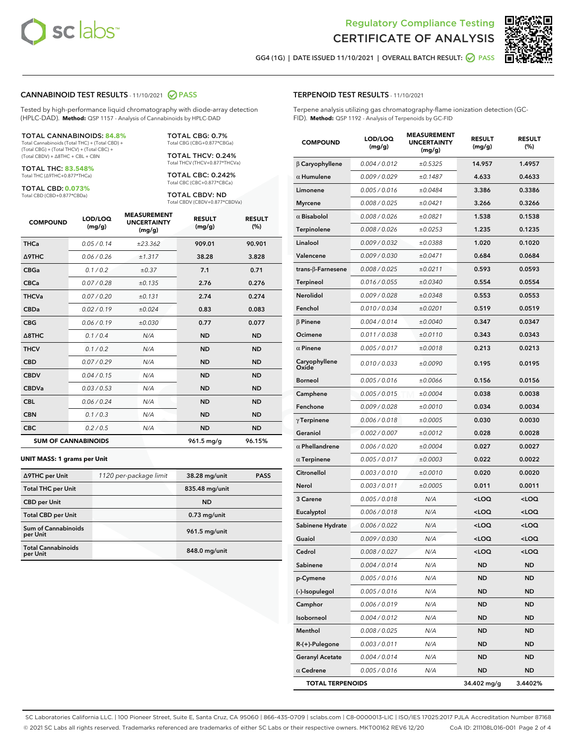# Regulatory Compliance Testing
# CERTIFICATE OF ANALYSIS

GG4 (1G) | DATE ISSUED 11/10/2021 | OVERALL BATCH RESULT: PASS

## CANNABINOID TEST RESULTS - 11/10/2021 PASS

Tested by high-performance liquid chromatography with diode-array detection (HPLC-DAD). **Method:** QSP 1157 - Analysis of Cannabinoids by HPLC-DAD

**TOTAL CANNABINOIDS: 84.8%**
Total Cannabinoids (Total THC) + (Total CBD) + (Total CBG) + (Total THCV) + (Total CBC) + (Total CBDV) + Δ8THC + CBL + CBN

**TOTAL THC: 83.548%**
Total THC (Δ9THC+0.877*THCa)

**TOTAL CBD: 0.073%**
Total CBD (CBD+0.877*CBDa)

**TOTAL CBG: 0.7%**
Total CBG (CBG+0.877*CBGa)

**TOTAL THCV: 0.24%**
Total THCV (THCV+0.877*THCVa)

**TOTAL CBC: 0.242%**
Total CBC (CBC+0.877*CBCa)

**TOTAL CBDV: ND**
Total CBDV (CBDV+0.877*CBDVa)

| COMPOUND | LOD/LOQ (mg/g) | MEASUREMENT UNCERTAINTY (mg/g) | RESULT (mg/g) | RESULT (%) |
|---|---|---|---|---|
| THCa | 0.05 / 0.14 | ±23.362 | 909.01 | 90.901 |
| Δ9THC | 0.06 / 0.26 | ±1.317 | 38.28 | 3.828 |
| CBGa | 0.1 / 0.2 | ±0.37 | 7.1 | 0.71 |
| CBCa | 0.07 / 0.28 | ±0.135 | 2.76 | 0.276 |
| THCVa | 0.07 / 0.20 | ±0.131 | 2.74 | 0.274 |
| CBDa | 0.02 / 0.19 | ±0.024 | 0.83 | 0.083 |
| CBG | 0.06 / 0.19 | ±0.030 | 0.77 | 0.077 |
| Δ8THC | 0.1 / 0.4 | N/A | ND | ND |
| THCV | 0.1 / 0.2 | N/A | ND | ND |
| CBD | 0.07 / 0.29 | N/A | ND | ND |
| CBDV | 0.04 / 0.15 | N/A | ND | ND |
| CBDVa | 0.03 / 0.53 | N/A | ND | ND |
| CBL | 0.06 / 0.24 | N/A | ND | ND |
| CBN | 0.1 / 0.3 | N/A | ND | ND |
| CBC | 0.2 / 0.5 | N/A | ND | ND |
| **SUM OF CANNABINOIDS** | | | **961.5 mg/g** | **96.15%** |

**UNIT MASS: 1 grams per Unit**

| | | | |
|---|---|---|---|
| Δ9THC per Unit | 1120 per-package limit | 38.28 mg/unit | PASS |
| Total THC per Unit | | 835.48 mg/unit | |
| CBD per Unit | | ND | |
| Total CBD per Unit | | 0.73 mg/unit | |
| Sum of Cannabinoids per Unit | | 961.5 mg/unit | |
| Total Cannabinoids per Unit | | 848.0 mg/unit | |

## TERPENOID TEST RESULTS - 11/10/2021

Terpene analysis utilizing gas chromatography-flame ionization detection (GC-FID). **Method:** QSP 1192 - Analysis of Terpenoids by GC-FID

| COMPOUND | LOD/LOQ (mg/g) | MEASUREMENT UNCERTAINTY (mg/g) | RESULT (mg/g) | RESULT (%) |
|---|---|---|---|---|
| β Caryophyllene | 0.004 / 0.012 | ±0.5325 | 14.957 | 1.4957 |
| α Humulene | 0.009 / 0.029 | ±0.1487 | 4.633 | 0.4633 |
| Limonene | 0.005 / 0.016 | ±0.0484 | 3.386 | 0.3386 |
| Myrcene | 0.008 / 0.025 | ±0.0421 | 3.266 | 0.3266 |
| α Bisabolol | 0.008 / 0.026 | ±0.0821 | 1.538 | 0.1538 |
| Terpinolene | 0.008 / 0.026 | ±0.0253 | 1.235 | 0.1235 |
| Linalool | 0.009 / 0.032 | ±0.0388 | 1.020 | 0.1020 |
| Valencene | 0.009 / 0.030 | ±0.0471 | 0.684 | 0.0684 |
| trans-β-Farnesene | 0.008 / 0.025 | ±0.0211 | 0.593 | 0.0593 |
| Terpineol | 0.016 / 0.055 | ±0.0340 | 0.554 | 0.0554 |
| Nerolidol | 0.009 / 0.028 | ±0.0348 | 0.553 | 0.0553 |
| Fenchol | 0.010 / 0.034 | ±0.0201 | 0.519 | 0.0519 |
| β Pinene | 0.004 / 0.014 | ±0.0040 | 0.347 | 0.0347 |
| Ocimene | 0.011 / 0.038 | ±0.0110 | 0.343 | 0.0343 |
| α Pinene | 0.005 / 0.017 | ±0.0018 | 0.213 | 0.0213 |
| Caryophyllene Oxide | 0.010 / 0.033 | ±0.0090 | 0.195 | 0.0195 |
| Borneol | 0.005 / 0.016 | ±0.0066 | 0.156 | 0.0156 |
| Camphene | 0.005 / 0.015 | ±0.0004 | 0.038 | 0.0038 |
| Fenchone | 0.009 / 0.028 | ±0.0010 | 0.034 | 0.0034 |
| γ Terpinene | 0.006 / 0.018 | ±0.0005 | 0.030 | 0.0030 |
| Geraniol | 0.002 / 0.007 | ±0.0012 | 0.028 | 0.0028 |
| α Phellandrene | 0.006 / 0.020 | ±0.0004 | 0.027 | 0.0027 |
| α Terpinene | 0.005 / 0.017 | ±0.0003 | 0.022 | 0.0022 |
| Citronellol | 0.003 / 0.010 | ±0.0010 | 0.020 | 0.0020 |
| Nerol | 0.003 / 0.011 | ±0.0005 | 0.011 | 0.0011 |
| 3 Carene | 0.005 / 0.018 | N/A | <LOQ | <LOQ |
| Eucalyptol | 0.006 / 0.018 | N/A | <LOQ | <LOQ |
| Sabinene Hydrate | 0.006 / 0.022 | N/A | <LOQ | <LOQ |
| Guaiol | 0.009 / 0.030 | N/A | <LOQ | <LOQ |
| Cedrol | 0.008 / 0.027 | N/A | <LOQ | <LOQ |
| Sabinene | 0.004 / 0.014 | N/A | ND | ND |
| p-Cymene | 0.005 / 0.016 | N/A | ND | ND |
| (-)-Isopulegol | 0.005 / 0.016 | N/A | ND | ND |
| Camphor | 0.006 / 0.019 | N/A | ND | ND |
| Isoborneol | 0.004 / 0.012 | N/A | ND | ND |
| Menthol | 0.008 / 0.025 | N/A | ND | ND |
| R-(+)-Pulegone | 0.003 / 0.011 | N/A | ND | ND |
| Geranyl Acetate | 0.004 / 0.014 | N/A | ND | ND |
| α Cedrene | 0.005 / 0.016 | N/A | ND | ND |
| **TOTAL TERPENOIDS** | | | **34.402 mg/g** | **3.4402%** |

SC Laboratories California LLC. | 100 Pioneer Street, Suite E, Santa Cruz, CA 95060 | 866-435-0709 | sclabs.com | C8-0000013-LIC | ISO/IES 17025:2017 PJLA Accreditation Number 87168
© 2021 SC Labs all rights reserved. Trademarks referenced are trademarks of either SC Labs or their respective owners. MKT00162 REV6 12/20 CoA ID: 211108L016-001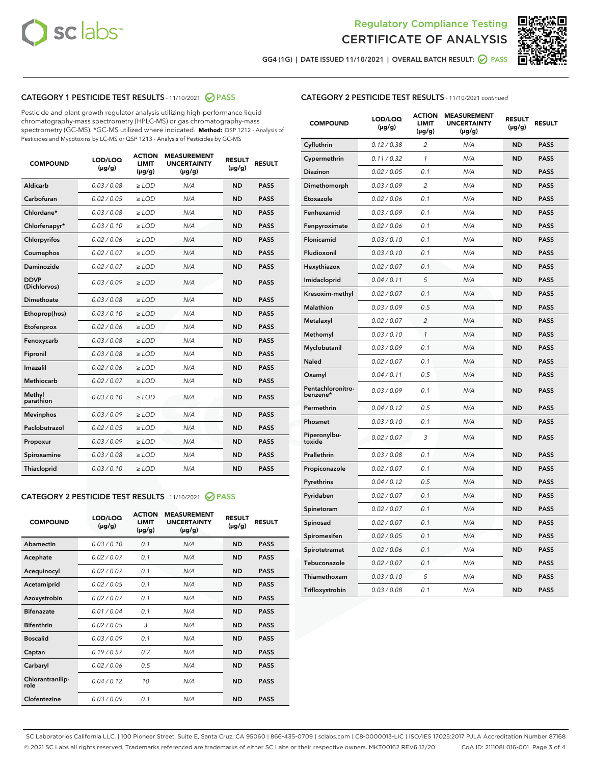Regulatory Compliance Testing
# CERTIFICATE OF ANALYSIS

GG4 (1G) | DATE ISSUED 11/10/2021 | OVERALL BATCH RESULT: PASS

## CATEGORY 1 PESTICIDE TEST RESULTS - 11/10/2021 PASS

Pesticide and plant growth regulator analysis utilizing high-performance liquid chromatography-mass spectrometry (HPLC-MS) or gas chromatography-mass spectrometry (GC-MS). *GC-MS utilized where indicated. **Method:** QSP 1212 - Analysis of Pesticides and Mycotoxins by LC-MS or QSP 1213 - Analysis of Pesticides by GC-MS

| COMPOUND | LOD/LOQ (µg/g) | ACTION LIMIT (µg/g) | MEASUREMENT UNCERTAINTY (µg/g) | RESULT (µg/g) | RESULT |
|---|---|---|---|---|---|
| Aldicarb | 0.03 / 0.08 | ≥ LOD | N/A | ND | PASS |
| Carbofuran | 0.02 / 0.05 | ≥ LOD | N/A | ND | PASS |
| Chlordane* | 0.03 / 0.08 | ≥ LOD | N/A | ND | PASS |
| Chlorfenapyr* | 0.03 / 0.10 | ≥ LOD | N/A | ND | PASS |
| Chlorpyrifos | 0.02 / 0.06 | ≥ LOD | N/A | ND | PASS |
| Coumaphos | 0.02 / 0.07 | ≥ LOD | N/A | ND | PASS |
| Daminozide | 0.02 / 0.07 | ≥ LOD | N/A | ND | PASS |
| DDVP (Dichlorvos) | 0.03 / 0.09 | ≥ LOD | N/A | ND | PASS |
| Dimethoate | 0.03 / 0.08 | ≥ LOD | N/A | ND | PASS |
| Ethoprop(hos) | 0.03 / 0.10 | ≥ LOD | N/A | ND | PASS |
| Etofenprox | 0.02 / 0.06 | ≥ LOD | N/A | ND | PASS |
| Fenoxycarb | 0.03 / 0.08 | ≥ LOD | N/A | ND | PASS |
| Fipronil | 0.03 / 0.08 | ≥ LOD | N/A | ND | PASS |
| Imazalil | 0.02 / 0.06 | ≥ LOD | N/A | ND | PASS |
| Methiocarb | 0.02 / 0.07 | ≥ LOD | N/A | ND | PASS |
| Methyl parathion | 0.03 / 0.10 | ≥ LOD | N/A | ND | PASS |
| Mevinphos | 0.03 / 0.09 | ≥ LOD | N/A | ND | PASS |
| Paclobutrazol | 0.02 / 0.05 | ≥ LOD | N/A | ND | PASS |
| Propoxur | 0.03 / 0.09 | ≥ LOD | N/A | ND | PASS |
| Spiroxamine | 0.03 / 0.08 | ≥ LOD | N/A | ND | PASS |
| Thiacloprid | 0.03 / 0.10 | ≥ LOD | N/A | ND | PASS |

## CATEGORY 2 PESTICIDE TEST RESULTS - 11/10/2021 PASS

| COMPOUND | LOD/LOQ (µg/g) | ACTION LIMIT (µg/g) | MEASUREMENT UNCERTAINTY (µg/g) | RESULT (µg/g) | RESULT |
|---|---|---|---|---|---|
| Abamectin | 0.03 / 0.10 | 0.1 | N/A | ND | PASS |
| Acephate | 0.02 / 0.07 | 0.1 | N/A | ND | PASS |
| Acequinocyl | 0.02 / 0.07 | 0.1 | N/A | ND | PASS |
| Acetamiprid | 0.02 / 0.05 | 0.1 | N/A | ND | PASS |
| Azoxystrobin | 0.02 / 0.07 | 0.1 | N/A | ND | PASS |
| Bifenazate | 0.01 / 0.04 | 0.1 | N/A | ND | PASS |
| Bifenthrin | 0.02 / 0.05 | 3 | N/A | ND | PASS |
| Boscalid | 0.03 / 0.09 | 0.1 | N/A | ND | PASS |
| Captan | 0.19 / 0.57 | 0.7 | N/A | ND | PASS |
| Carbaryl | 0.02 / 0.06 | 0.5 | N/A | ND | PASS |
| Chlorantraniliprole | 0.04 / 0.12 | 10 | N/A | ND | PASS |
| Clofentezine | 0.03 / 0.09 | 0.1 | N/A | ND | PASS |
| Cyfluthrin | 0.12 / 0.38 | 2 | N/A | ND | PASS |
| Cypermethrin | 0.11 / 0.32 | 1 | N/A | ND | PASS |
| Diazinon | 0.02 / 0.05 | 0.1 | N/A | ND | PASS |
| Dimethomorph | 0.03 / 0.09 | 2 | N/A | ND | PASS |
| Etoxazole | 0.02 / 0.06 | 0.1 | N/A | ND | PASS |
| Fenhexamid | 0.03 / 0.09 | 0.1 | N/A | ND | PASS |
| Fenpyroximate | 0.02 / 0.06 | 0.1 | N/A | ND | PASS |
| Flonicamid | 0.03 / 0.10 | 0.1 | N/A | ND | PASS |
| Fludioxonil | 0.03 / 0.10 | 0.1 | N/A | ND | PASS |
| Hexythiazox | 0.02 / 0.07 | 0.1 | N/A | ND | PASS |
| Imidacloprid | 0.04 / 0.11 | 5 | N/A | ND | PASS |
| Kresoxim-methyl | 0.02 / 0.07 | 0.1 | N/A | ND | PASS |
| Malathion | 0.03 / 0.09 | 0.5 | N/A | ND | PASS |
| Metalaxyl | 0.02 / 0.07 | 2 | N/A | ND | PASS |
| Methomyl | 0.03 / 0.10 | 1 | N/A | ND | PASS |
| Myclobutanil | 0.03 / 0.09 | 0.1 | N/A | ND | PASS |
| Naled | 0.02 / 0.07 | 0.1 | N/A | ND | PASS |
| Oxamyl | 0.04 / 0.11 | 0.5 | N/A | ND | PASS |
| Pentachloronitrobenzene* | 0.03 / 0.09 | 0.1 | N/A | ND | PASS |
| Permethrin | 0.04 / 0.12 | 0.5 | N/A | ND | PASS |
| Phosmet | 0.03 / 0.10 | 0.1 | N/A | ND | PASS |
| Piperonylbutoxide | 0.02 / 0.07 | 3 | N/A | ND | PASS |
| Prallethrin | 0.03 / 0.08 | 0.1 | N/A | ND | PASS |
| Propiconazole | 0.02 / 0.07 | 0.1 | N/A | ND | PASS |
| Pyrethrins | 0.04 / 0.12 | 0.5 | N/A | ND | PASS |
| Pyridaben | 0.02 / 0.07 | 0.1 | N/A | ND | PASS |
| Spinetoram | 0.02 / 0.07 | 0.1 | N/A | ND | PASS |
| Spinosad | 0.02 / 0.07 | 0.1 | N/A | ND | PASS |
| Spiromesifen | 0.02 / 0.05 | 0.1 | N/A | ND | PASS |
| Spirotetramat | 0.02 / 0.06 | 0.1 | N/A | ND | PASS |
| Tebuconazole | 0.02 / 0.07 | 0.1 | N/A | ND | PASS |
| Thiamethoxam | 0.03 / 0.10 | 5 | N/A | ND | PASS |
| Trifloxystrobin | 0.03 / 0.08 | 0.1 | N/A | ND | PASS |

SC Laboratories California LLC. | 100 Pioneer Street, Suite E, Santa Cruz, CA 95060 | 866-435-0709 | sclabs.com | C8-0000013-LIC | ISO/IES 17025:2017 PJLA Accreditation Number 87168
© 2021 SC Labs all rights reserved. Trademarks referenced are trademarks of either SC Labs or their respective owners. MKT00162 REV6 12/20 CoA ID: 211108L016-001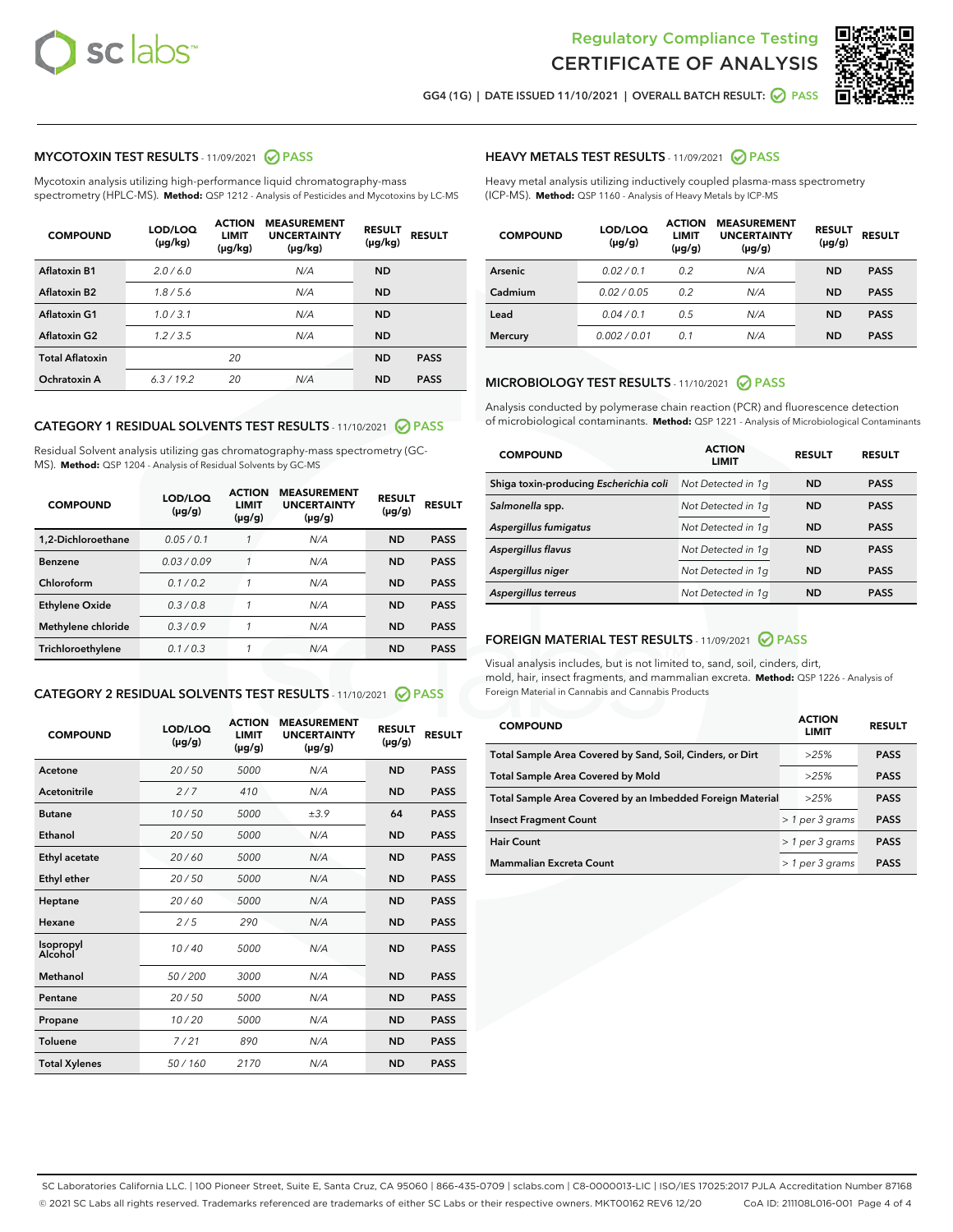Regulatory Compliance Testing

# CERTIFICATE OF ANALYSIS

GG4 (1G) | DATE ISSUED 11/10/2021 | OVERALL BATCH RESULT: PASS

## MYCOTOXIN TEST RESULTS - 11/09/2021 PASS

Mycotoxin analysis utilizing high-performance liquid chromatography-mass spectrometry (HPLC-MS). **Method:** QSP 1212 - Analysis of Pesticides and Mycotoxins by LC-MS

| COMPOUND | LOD/LOQ (µg/kg) | ACTION LIMIT (µg/kg) | MEASUREMENT UNCERTAINTY (µg/kg) | RESULT (µg/kg) | RESULT |
|---|---|---|---|---|---|
| Aflatoxin B1 | 2.0 / 6.0 | | N/A | ND | |
| Aflatoxin B2 | 1.8 / 5.6 | | N/A | ND | |
| Aflatoxin G1 | 1.0 / 3.1 | | N/A | ND | |
| Aflatoxin G2 | 1.2 / 3.5 | | N/A | ND | |
| Total Aflatoxin | | 20 | | ND | PASS |
| Ochratoxin A | 6.3 / 19.2 | 20 | N/A | ND | PASS |

## CATEGORY 1 RESIDUAL SOLVENTS TEST RESULTS - 11/10/2021 PASS

Residual Solvent analysis utilizing gas chromatography-mass spectrometry (GC-MS). **Method:** QSP 1204 - Analysis of Residual Solvents by GC-MS

| COMPOUND | LOD/LOQ (µg/g) | ACTION LIMIT (µg/g) | MEASUREMENT UNCERTAINTY (µg/g) | RESULT (µg/g) | RESULT |
|---|---|---|---|---|---|
| 1,2-Dichloroethane | 0.05 / 0.1 | 1 | N/A | ND | PASS |
| Benzene | 0.03 / 0.09 | 1 | N/A | ND | PASS |
| Chloroform | 0.1 / 0.2 | 1 | N/A | ND | PASS |
| Ethylene Oxide | 0.3 / 0.8 | 1 | N/A | ND | PASS |
| Methylene chloride | 0.3 / 0.9 | 1 | N/A | ND | PASS |
| Trichloroethylene | 0.1 / 0.3 | 1 | N/A | ND | PASS |

## CATEGORY 2 RESIDUAL SOLVENTS TEST RESULTS - 11/10/2021 PASS

| COMPOUND | LOD/LOQ (µg/g) | ACTION LIMIT (µg/g) | MEASUREMENT UNCERTAINTY (µg/g) | RESULT (µg/g) | RESULT |
|---|---|---|---|---|---|
| Acetone | 20 / 50 | 5000 | N/A | ND | PASS |
| Acetonitrile | 2 / 7 | 410 | N/A | ND | PASS |
| Butane | 10 / 50 | 5000 | ±3.9 | 64 | PASS |
| Ethanol | 20 / 50 | 5000 | N/A | ND | PASS |
| Ethyl acetate | 20 / 60 | 5000 | N/A | ND | PASS |
| Ethyl ether | 20 / 50 | 5000 | N/A | ND | PASS |
| Heptane | 20 / 60 | 5000 | N/A | ND | PASS |
| Hexane | 2 / 5 | 290 | N/A | ND | PASS |
| Isopropyl Alcohol | 10 / 40 | 5000 | N/A | ND | PASS |
| Methanol | 50 / 200 | 3000 | N/A | ND | PASS |
| Pentane | 20 / 50 | 5000 | N/A | ND | PASS |
| Propane | 10 / 20 | 5000 | N/A | ND | PASS |
| Toluene | 7 / 21 | 890 | N/A | ND | PASS |
| Total Xylenes | 50 / 160 | 2170 | N/A | ND | PASS |

## HEAVY METALS TEST RESULTS - 11/09/2021 PASS

Heavy metal analysis utilizing inductively coupled plasma-mass spectrometry (ICP-MS). **Method:** QSP 1160 - Analysis of Heavy Metals by ICP-MS

| COMPOUND | LOD/LOQ (µg/g) | ACTION LIMIT (µg/g) | MEASUREMENT UNCERTAINTY (µg/g) | RESULT (µg/g) | RESULT |
|---|---|---|---|---|---|
| Arsenic | 0.02 / 0.1 | 0.2 | N/A | ND | PASS |
| Cadmium | 0.02 / 0.05 | 0.2 | N/A | ND | PASS |
| Lead | 0.04 / 0.1 | 0.5 | N/A | ND | PASS |
| Mercury | 0.002 / 0.01 | 0.1 | N/A | ND | PASS |

## MICROBIOLOGY TEST RESULTS - 11/10/2021 PASS

Analysis conducted by polymerase chain reaction (PCR) and fluorescence detection of microbiological contaminants. **Method:** QSP 1221 - Analysis of Microbiological Contaminants

| COMPOUND | ACTION LIMIT | RESULT | RESULT |
|---|---|---|---|
| Shiga toxin-producing *Escherichia coli* | Not Detected in 1g | ND | PASS |
| *Salmonella* spp. | Not Detected in 1g | ND | PASS |
| *Aspergillus fumigatus* | Not Detected in 1g | ND | PASS |
| *Aspergillus flavus* | Not Detected in 1g | ND | PASS |
| *Aspergillus niger* | Not Detected in 1g | ND | PASS |
| *Aspergillus terreus* | Not Detected in 1g | ND | PASS |

## FOREIGN MATERIAL TEST RESULTS - 11/09/2021 PASS

Visual analysis includes, but is not limited to, sand, soil, cinders, dirt, mold, hair, insect fragments, and mammalian excreta. **Method:** QSP 1226 - Analysis of Foreign Material in Cannabis and Cannabis Products

| COMPOUND | ACTION LIMIT | RESULT |
|---|---|---|
| Total Sample Area Covered by Sand, Soil, Cinders, or Dirt | >25% | PASS |
| Total Sample Area Covered by Mold | >25% | PASS |
| Total Sample Area Covered by an Imbedded Foreign Material | >25% | PASS |
| Insect Fragment Count | > 1 per 3 grams | PASS |
| Hair Count | > 1 per 3 grams | PASS |
| Mammalian Excreta Count | > 1 per 3 grams | PASS |

SC Laboratories California LLC. | 100 Pioneer Street, Suite E, Santa Cruz, CA 95060 | 866-435-0709 | sclabs.com | C8-0000013-LIC | ISO/IES 17025:2017 PJLA Accreditation Number 87168
© 2021 SC Labs all rights reserved. Trademarks referenced are trademarks of either SC Labs or their respective owners. MKT00162 REV6 12/20 CoA ID: 211108L016-001